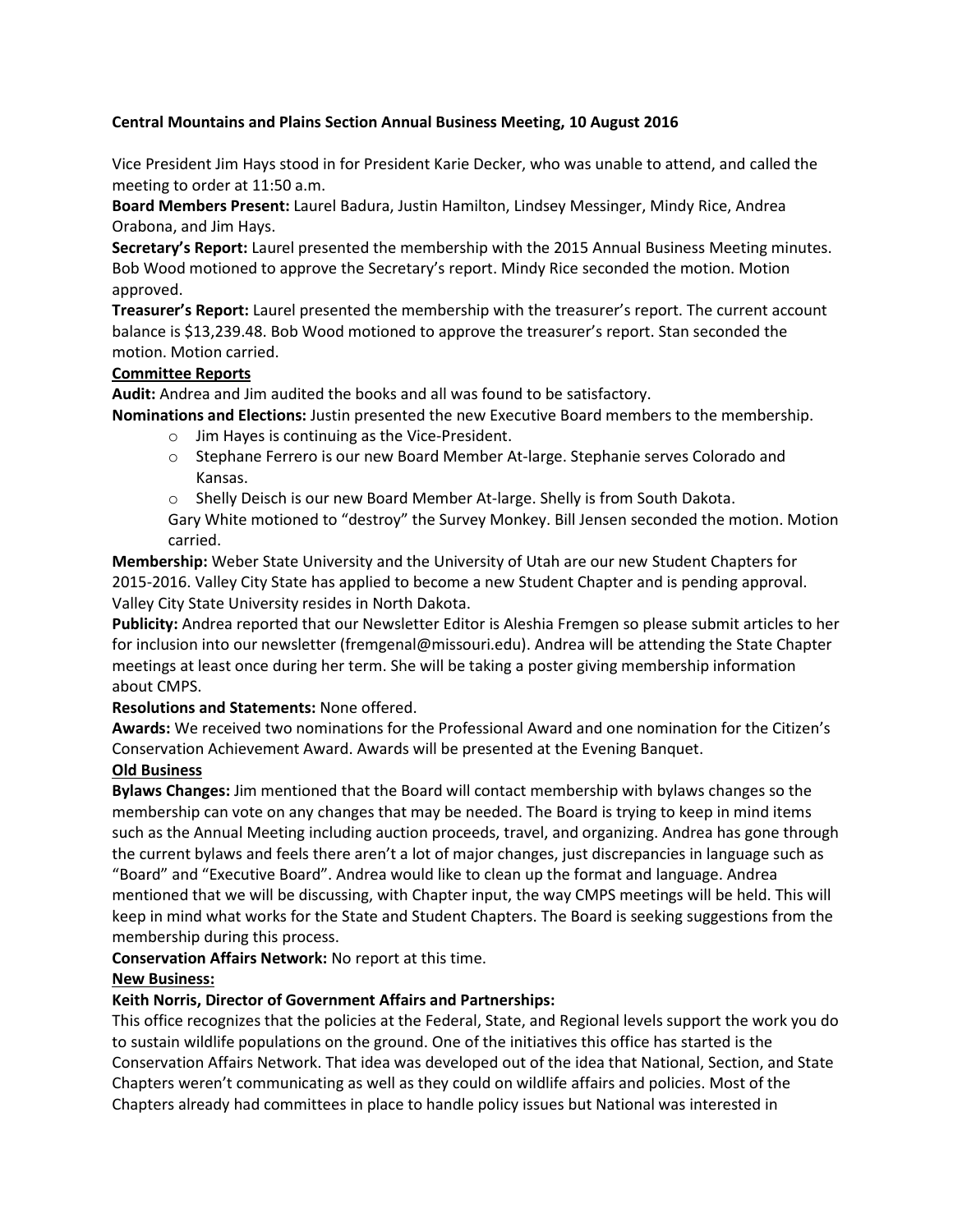**Central Mountains and Plains Section Annual Business Meeting, 10 August 2016**

Vice President Jim Hays stood in for President Karie Decker, who was unable to attend, and called the meeting to order at 11:50 a.m.

**Board Members Present:** Laurel Badura, Justin Hamilton, Lindsey Messinger, Mindy Rice, Andrea Orabona, and Jim Hays.

**Secretary's Report:** Laurel presented the membership with the 2015 Annual Business Meeting minutes. Bob Wood motioned to approve the Secretary's report. Mindy Rice seconded the motion. Motion approved.

**Treasurer's Report:** Laurel presented the membership with the treasurer's report. The current account balance is $13,239.48. Bob Wood motioned to approve the treasurer's report. Stan seconded the motion. Motion carried.

**Committee Reports**

**Audit:** Andrea and Jim audited the books and all was found to be satisfactory.

**Nominations and Elections:** Justin presented the new Executive Board members to the membership.

- Jim Hayes is continuing as the Vice-President.
- Stephane Ferrero is our new Board Member At-large. Stephanie serves Colorado and Kansas.
- Shelly Deisch is our new Board Member At-large. Shelly is from South Dakota.

Gary White motioned to "destroy" the Survey Monkey. Bill Jensen seconded the motion. Motion carried.

**Membership:** Weber State University and the University of Utah are our new Student Chapters for 2015-2016. Valley City State has applied to become a new Student Chapter and is pending approval. Valley City State University resides in North Dakota.

**Publicity:** Andrea reported that our Newsletter Editor is Aleshia Fremgen so please submit articles to her for inclusion into our newsletter (fremgenal@missouri.edu). Andrea will be attending the State Chapter meetings at least once during her term. She will be taking a poster giving membership information about CMPS.

**Resolutions and Statements:** None offered.

**Awards:** We received two nominations for the Professional Award and one nomination for the Citizen's Conservation Achievement Award. Awards will be presented at the Evening Banquet.

**Old Business**

**Bylaws Changes:** Jim mentioned that the Board will contact membership with bylaws changes so the membership can vote on any changes that may be needed. The Board is trying to keep in mind items such as the Annual Meeting including auction proceeds, travel, and organizing. Andrea has gone through the current bylaws and feels there aren't a lot of major changes, just discrepancies in language such as "Board" and "Executive Board". Andrea would like to clean up the format and language. Andrea mentioned that we will be discussing, with Chapter input, the way CMPS meetings will be held. This will keep in mind what works for the State and Student Chapters. The Board is seeking suggestions from the membership during this process.

**Conservation Affairs Network:** No report at this time.

**New Business:**

**Keith Norris, Director of Government Affairs and Partnerships:**

This office recognizes that the policies at the Federal, State, and Regional levels support the work you do to sustain wildlife populations on the ground. One of the initiatives this office has started is the Conservation Affairs Network. That idea was developed out of the idea that National, Section, and State Chapters weren't communicating as well as they could on wildlife affairs and policies. Most of the Chapters already had committees in place to handle policy issues but National was interested in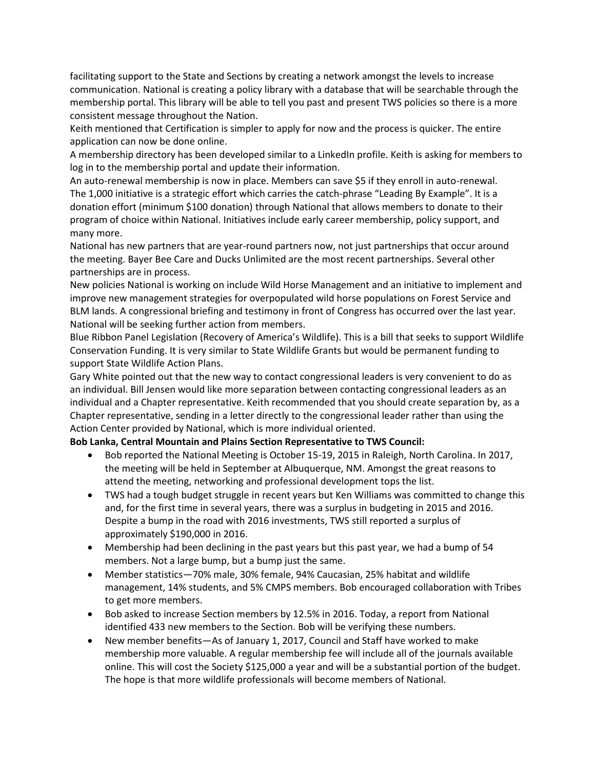facilitating support to the State and Sections by creating a network amongst the levels to increase communication. National is creating a policy library with a database that will be searchable through the membership portal. This library will be able to tell you past and present TWS policies so there is a more consistent message throughout the Nation.

Keith mentioned that Certification is simpler to apply for now and the process is quicker. The entire application can now be done online.

A membership directory has been developed similar to a LinkedIn profile. Keith is asking for members to log in to the membership portal and update their information.

An auto-renewal membership is now in place. Members can save $5 if they enroll in auto-renewal.

The 1,000 initiative is a strategic effort which carries the catch-phrase "Leading By Example". It is a donation effort (minimum $100 donation) through National that allows members to donate to their program of choice within National. Initiatives include early career membership, policy support, and many more.

National has new partners that are year-round partners now, not just partnerships that occur around the meeting. Bayer Bee Care and Ducks Unlimited are the most recent partnerships. Several other partnerships are in process.

New policies National is working on include Wild Horse Management and an initiative to implement and improve new management strategies for overpopulated wild horse populations on Forest Service and BLM lands. A congressional briefing and testimony in front of Congress has occurred over the last year. National will be seeking further action from members.

Blue Ribbon Panel Legislation (Recovery of America's Wildlife). This is a bill that seeks to support Wildlife Conservation Funding. It is very similar to State Wildlife Grants but would be permanent funding to support State Wildlife Action Plans.

Gary White pointed out that the new way to contact congressional leaders is very convenient to do as an individual. Bill Jensen would like more separation between contacting congressional leaders as an individual and a Chapter representative. Keith recommended that you should create separation by, as a Chapter representative, sending in a letter directly to the congressional leader rather than using the Action Center provided by National, which is more individual oriented.

**Bob Lanka, Central Mountain and Plains Section Representative to TWS Council:**

- Bob reported the National Meeting is October 15-19, 2015 in Raleigh, North Carolina. In 2017, the meeting will be held in September at Albuquerque, NM. Amongst the great reasons to attend the meeting, networking and professional development tops the list.
- TWS had a tough budget struggle in recent years but Ken Williams was committed to change this and, for the first time in several years, there was a surplus in budgeting in 2015 and 2016. Despite a bump in the road with 2016 investments, TWS still reported a surplus of approximately $190,000 in 2016.
- Membership had been declining in the past years but this past year, we had a bump of 54 members. Not a large bump, but a bump just the same.
- Member statistics—70% male, 30% female, 94% Caucasian, 25% habitat and wildlife management, 14% students, and 5% CMPS members. Bob encouraged collaboration with Tribes to get more members.
- Bob asked to increase Section members by 12.5% in 2016. Today, a report from National identified 433 new members to the Section. Bob will be verifying these numbers.
- New member benefits—As of January 1, 2017, Council and Staff have worked to make membership more valuable. A regular membership fee will include all of the journals available online. This will cost the Society $125,000 a year and will be a substantial portion of the budget. The hope is that more wildlife professionals will become members of National.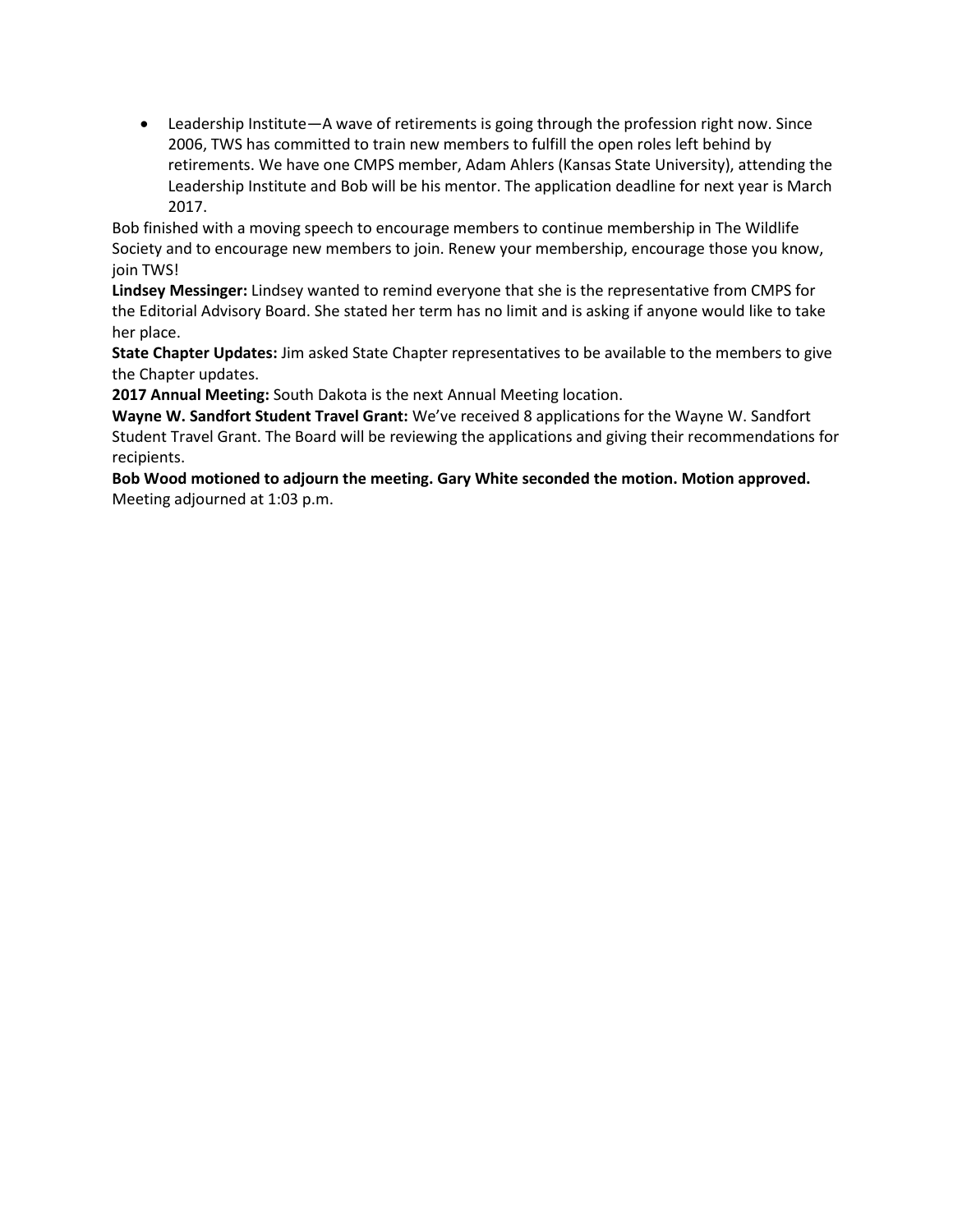- Leadership Institute—A wave of retirements is going through the profession right now. Since 2006, TWS has committed to train new members to fulfill the open roles left behind by retirements. We have one CMPS member, Adam Ahlers (Kansas State University), attending the Leadership Institute and Bob will be his mentor. The application deadline for next year is March 2017.

Bob finished with a moving speech to encourage members to continue membership in The Wildlife Society and to encourage new members to join. Renew your membership, encourage those you know, join TWS!

**Lindsey Messinger:** Lindsey wanted to remind everyone that she is the representative from CMPS for the Editorial Advisory Board. She stated her term has no limit and is asking if anyone would like to take her place.

**State Chapter Updates:** Jim asked State Chapter representatives to be available to the members to give the Chapter updates.

**2017 Annual Meeting:** South Dakota is the next Annual Meeting location.

**Wayne W. Sandfort Student Travel Grant:** We've received 8 applications for the Wayne W. Sandfort Student Travel Grant. The Board will be reviewing the applications and giving their recommendations for recipients.

**Bob Wood motioned to adjourn the meeting. Gary White seconded the motion. Motion approved.**
Meeting adjourned at 1:03 p.m.